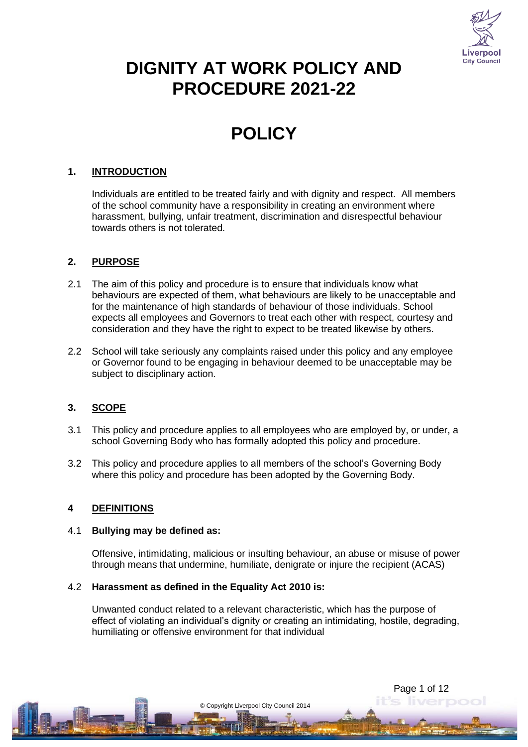# DIGNITY AT WORK POLICY AND PROCEDURE 2021-22

# POLICY

## 1. INTRODUCTION

Individuals are entitled to be treated fairly and with dignity and respect. All members of the school community have a responsibility in creating an environment where harassment, bullying, unfair treatment, discrimination and disrespectful behaviour towards others is not tolerated.

## 2. PURPOSE

2.1 The aim of this policy and procedure is to ensure that individuals know what behaviours are expected of them, what behaviours are likely to be unacceptable and for the maintenance of high standards of behaviour of those individuals. School expects all employees and Governors to treat each other with respect, courtesy and consideration and they have the right to expect to be treated likewise by others.

2.2 School will take seriously any complaints raised under this policy and any employee or Governor found to be engaging in behaviour deemed to be unacceptable may be subject to disciplinary action.

## 3. SCOPE

3.1 This policy and procedure applies to all employees who are employed by, or under, a school Governing Body who has formally adopted this policy and procedure.

3.2 This policy and procedure applies to all members of the school's Governing Body where this policy and procedure has been adopted by the Governing Body.

## 4 DEFINITIONS

4.1 **Bullying may be defined as:**

Offensive, intimidating, malicious or insulting behaviour, an abuse or misuse of power through means that undermine, humiliate, denigrate or injure the recipient (ACAS)

4.2 **Harassment as defined in the Equality Act 2010 is:**

Unwanted conduct related to a relevant characteristic, which has the purpose of effect of violating an individual's dignity or creating an intimidating, hostile, degrading, humiliating or offensive environment for that individual

© Copyright Liverpool City Council 2014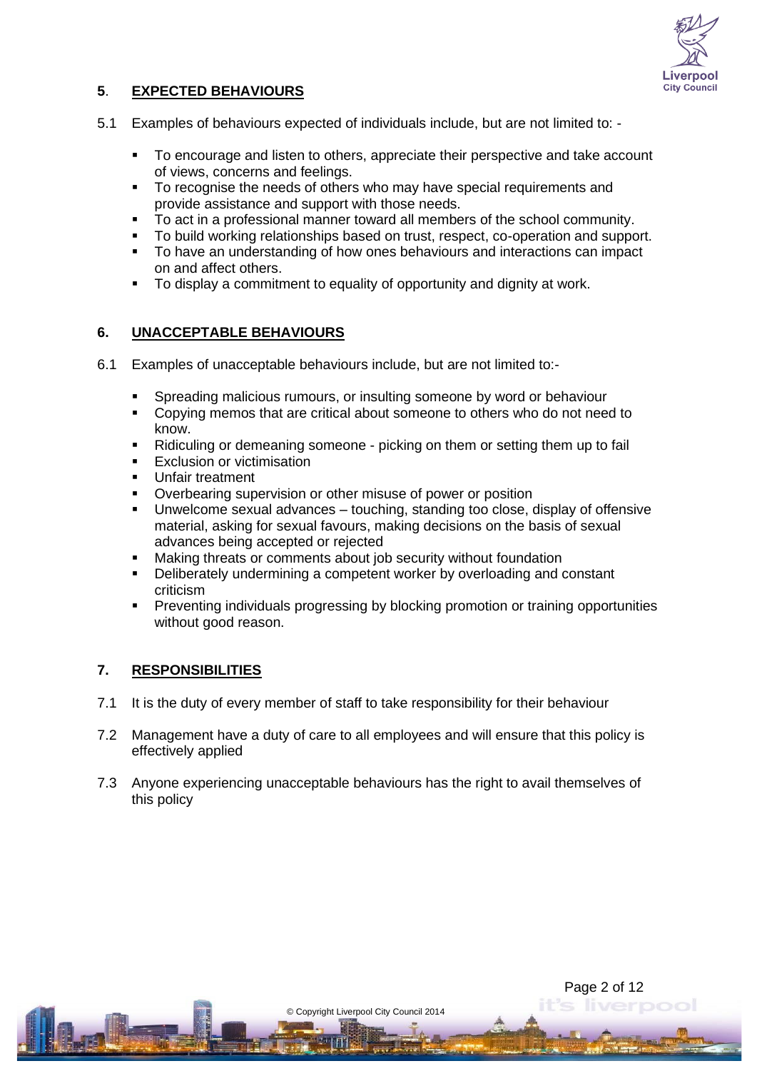## 5. EXPECTED BEHAVIOURS

5.1 Examples of behaviours expected of individuals include, but are not limited to: -

- To encourage and listen to others, appreciate their perspective and take account of views, concerns and feelings.
- To recognise the needs of others who may have special requirements and provide assistance and support with those needs.
- To act in a professional manner toward all members of the school community.
- To build working relationships based on trust, respect, co-operation and support.
- To have an understanding of how ones behaviours and interactions can impact on and affect others.
- To display a commitment to equality of opportunity and dignity at work.

## 6. UNACCEPTABLE BEHAVIOURS

6.1 Examples of unacceptable behaviours include, but are not limited to:-

- Spreading malicious rumours, or insulting someone by word or behaviour
- Copying memos that are critical about someone to others who do not need to know.
- Ridiculing or demeaning someone - picking on them or setting them up to fail
- Exclusion or victimisation
- Unfair treatment
- Overbearing supervision or other misuse of power or position
- Unwelcome sexual advances – touching, standing too close, display of offensive material, asking for sexual favours, making decisions on the basis of sexual advances being accepted or rejected
- Making threats or comments about job security without foundation
- Deliberately undermining a competent worker by overloading and constant criticism
- Preventing individuals progressing by blocking promotion or training opportunities without good reason.

## 7. RESPONSIBILITIES

7.1 It is the duty of every member of staff to take responsibility for their behaviour

7.2 Management have a duty of care to all employees and will ensure that this policy is effectively applied

7.3 Anyone experiencing unacceptable behaviours has the right to avail themselves of this policy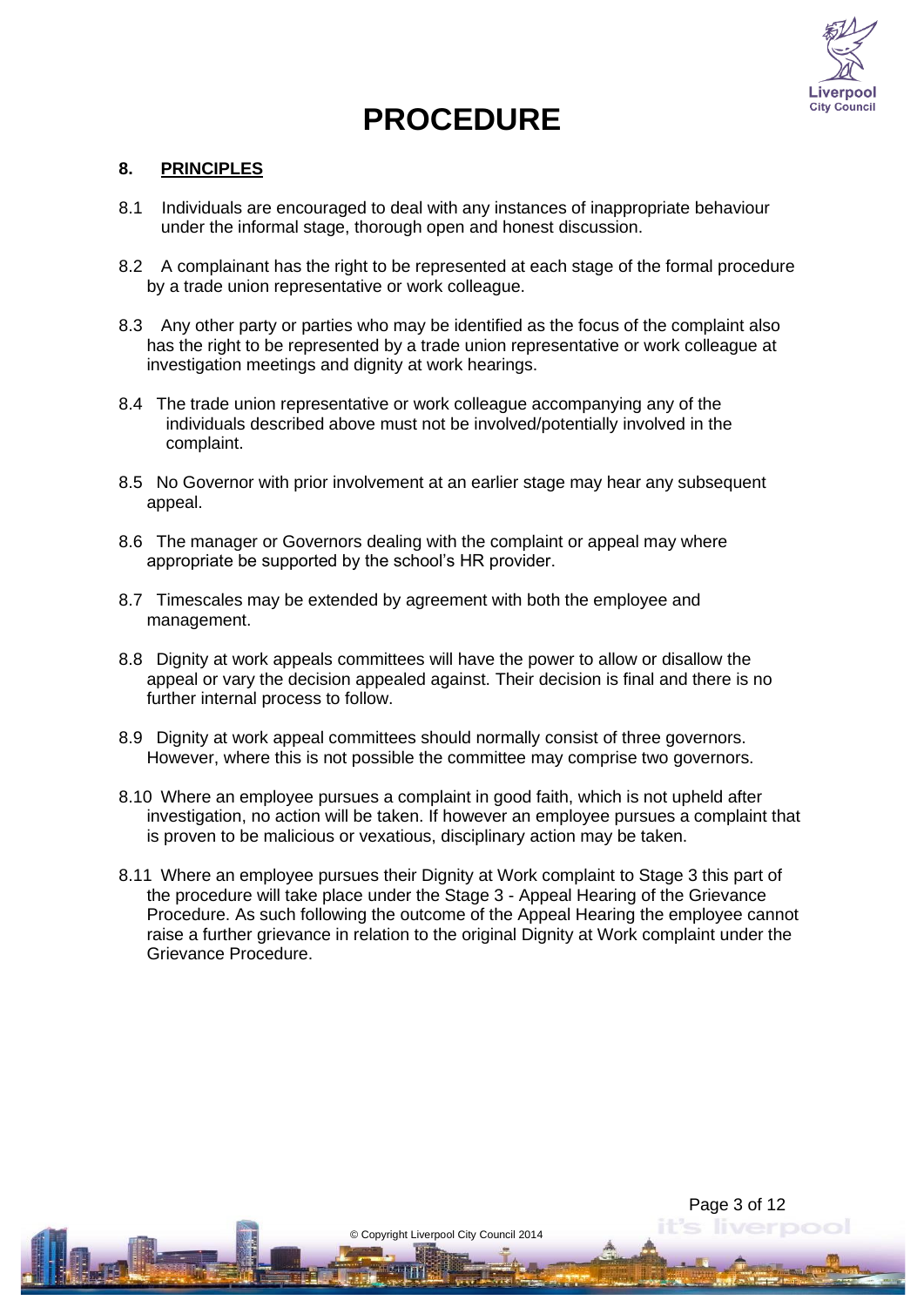# PROCEDURE

## 8. PRINCIPLES

8.1 Individuals are encouraged to deal with any instances of inappropriate behaviour under the informal stage, thorough open and honest discussion.

8.2 A complainant has the right to be represented at each stage of the formal procedure by a trade union representative or work colleague.

8.3 Any other party or parties who may be identified as the focus of the complaint also has the right to be represented by a trade union representative or work colleague at investigation meetings and dignity at work hearings.

8.4 The trade union representative or work colleague accompanying any of the individuals described above must not be involved/potentially involved in the complaint.

8.5 No Governor with prior involvement at an earlier stage may hear any subsequent appeal.

8.6 The manager or Governors dealing with the complaint or appeal may where appropriate be supported by the school's HR provider.

8.7 Timescales may be extended by agreement with both the employee and management.

8.8 Dignity at work appeals committees will have the power to allow or disallow the appeal or vary the decision appealed against. Their decision is final and there is no further internal process to follow.

8.9 Dignity at work appeal committees should normally consist of three governors. However, where this is not possible the committee may comprise two governors.

8.10 Where an employee pursues a complaint in good faith, which is not upheld after investigation, no action will be taken. If however an employee pursues a complaint that is proven to be malicious or vexatious, disciplinary action may be taken.

8.11 Where an employee pursues their Dignity at Work complaint to Stage 3 this part of the procedure will take place under the Stage 3 - Appeal Hearing of the Grievance Procedure. As such following the outcome of the Appeal Hearing the employee cannot raise a further grievance in relation to the original Dignity at Work complaint under the Grievance Procedure.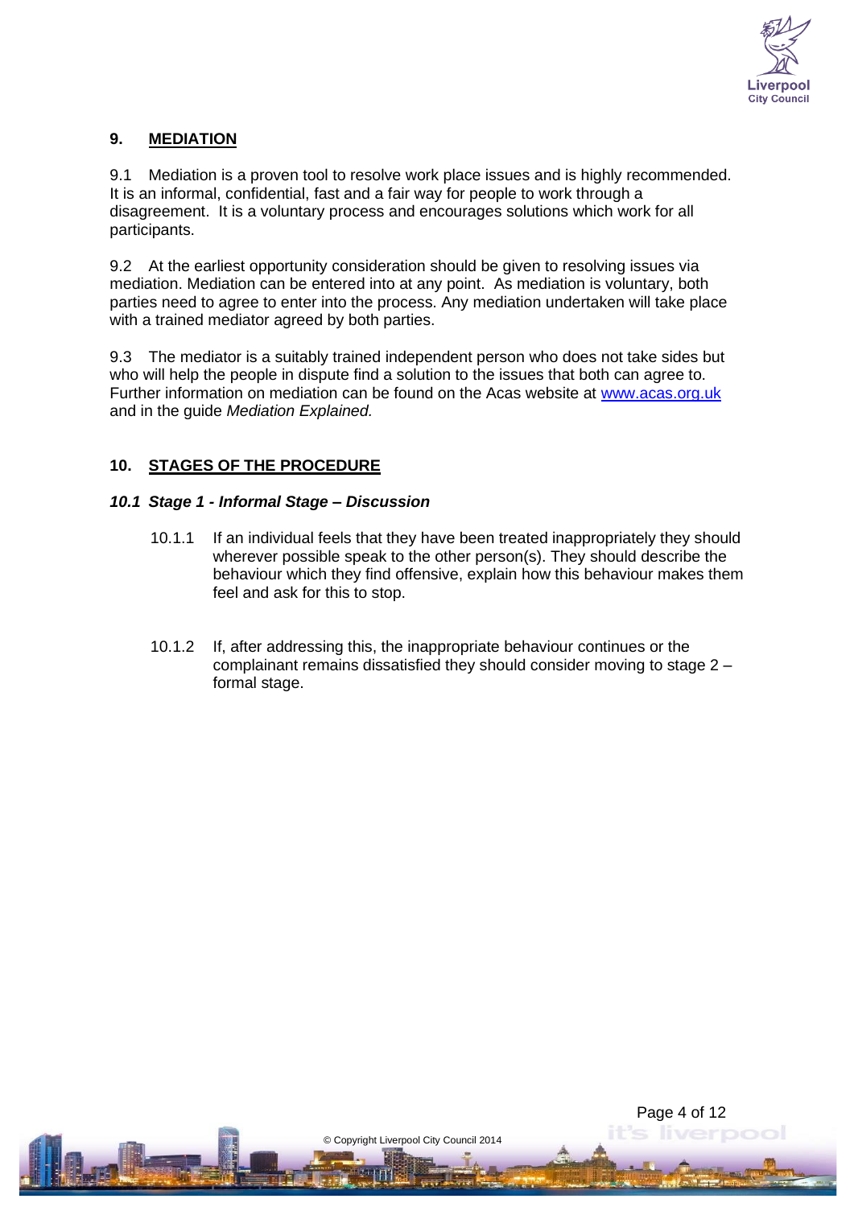## 9. MEDIATION

9.1 Mediation is a proven tool to resolve work place issues and is highly recommended. It is an informal, confidential, fast and a fair way for people to work through a disagreement. It is a voluntary process and encourages solutions which work for all participants.

9.2 At the earliest opportunity consideration should be given to resolving issues via mediation. Mediation can be entered into at any point. As mediation is voluntary, both parties need to agree to enter into the process. Any mediation undertaken will take place with a trained mediator agreed by both parties.

9.3 The mediator is a suitably trained independent person who does not take sides but who will help the people in dispute find a solution to the issues that both can agree to. Further information on mediation can be found on the Acas website at [www.acas.org.uk](http://www.acas.org.uk) and in the guide *Mediation Explained.*

## 10. STAGES OF THE PROCEDURE

### *10.1 Stage 1 - Informal Stage – Discussion*

10.1.1 If an individual feels that they have been treated inappropriately they should wherever possible speak to the other person(s). They should describe the behaviour which they find offensive, explain how this behaviour makes them feel and ask for this to stop.

10.1.2 If, after addressing this, the inappropriate behaviour continues or the complainant remains dissatisfied they should consider moving to stage 2 – formal stage.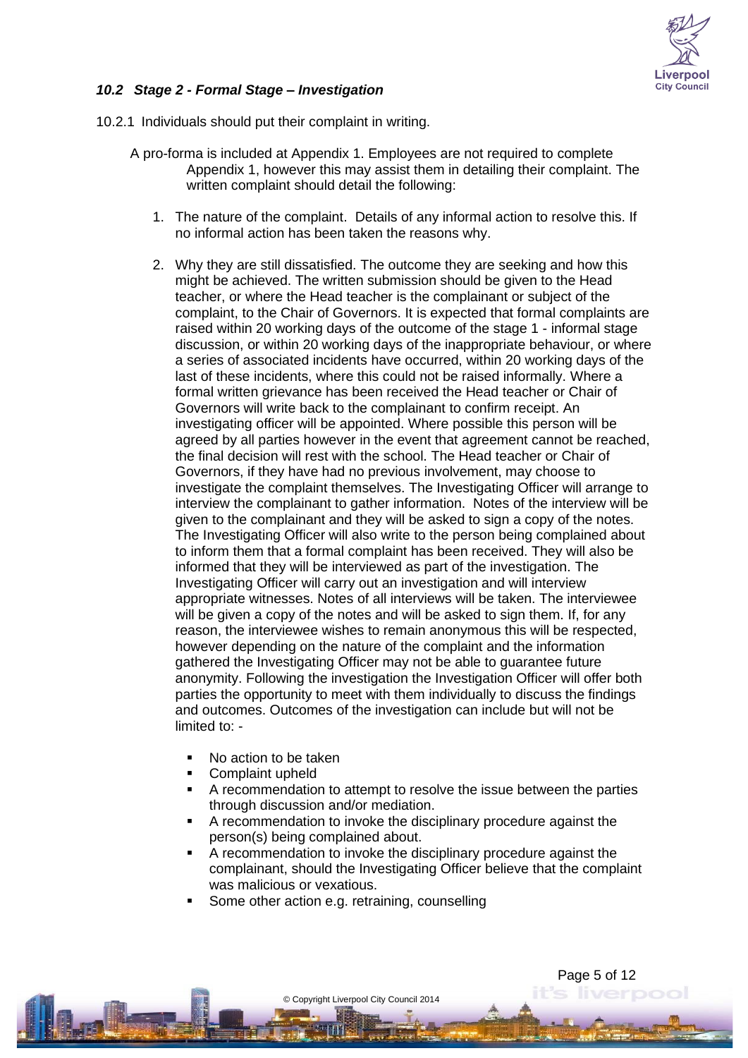### *10.2 Stage 2 - Formal Stage – Investigation*

10.2.1 Individuals should put their complaint in writing.

A pro-forma is included at Appendix 1. Employees are not required to complete Appendix 1, however this may assist them in detailing their complaint. The written complaint should detail the following:

1. The nature of the complaint. Details of any informal action to resolve this. If no informal action has been taken the reasons why.

2. Why they are still dissatisfied. The outcome they are seeking and how this might be achieved. The written submission should be given to the Head teacher, or where the Head teacher is the complainant or subject of the complaint, to the Chair of Governors. It is expected that formal complaints are raised within 20 working days of the outcome of the stage 1 - informal stage discussion, or within 20 working days of the inappropriate behaviour, or where a series of associated incidents have occurred, within 20 working days of the last of these incidents, where this could not be raised informally. Where a formal written grievance has been received the Head teacher or Chair of Governors will write back to the complainant to confirm receipt. An investigating officer will be appointed. Where possible this person will be agreed by all parties however in the event that agreement cannot be reached, the final decision will rest with the school. The Head teacher or Chair of Governors, if they have had no previous involvement, may choose to investigate the complaint themselves. The Investigating Officer will arrange to interview the complainant to gather information. Notes of the interview will be given to the complainant and they will be asked to sign a copy of the notes. The Investigating Officer will also write to the person being complained about to inform them that a formal complaint has been received. They will also be informed that they will be interviewed as part of the investigation. The Investigating Officer will carry out an investigation and will interview appropriate witnesses. Notes of all interviews will be taken. The interviewee will be given a copy of the notes and will be asked to sign them. If, for any reason, the interviewee wishes to remain anonymous this will be respected, however depending on the nature of the complaint and the information gathered the Investigating Officer may not be able to guarantee future anonymity. Following the investigation the Investigation Officer will offer both parties the opportunity to meet with them individually to discuss the findings and outcomes. Outcomes of the investigation can include but will not be limited to: -

   - No action to be taken
   - Complaint upheld
   - A recommendation to attempt to resolve the issue between the parties through discussion and/or mediation.
   - A recommendation to invoke the disciplinary procedure against the person(s) being complained about.
   - A recommendation to invoke the disciplinary procedure against the complainant, should the Investigating Officer believe that the complaint was malicious or vexatious.
   - Some other action e.g. retraining, counselling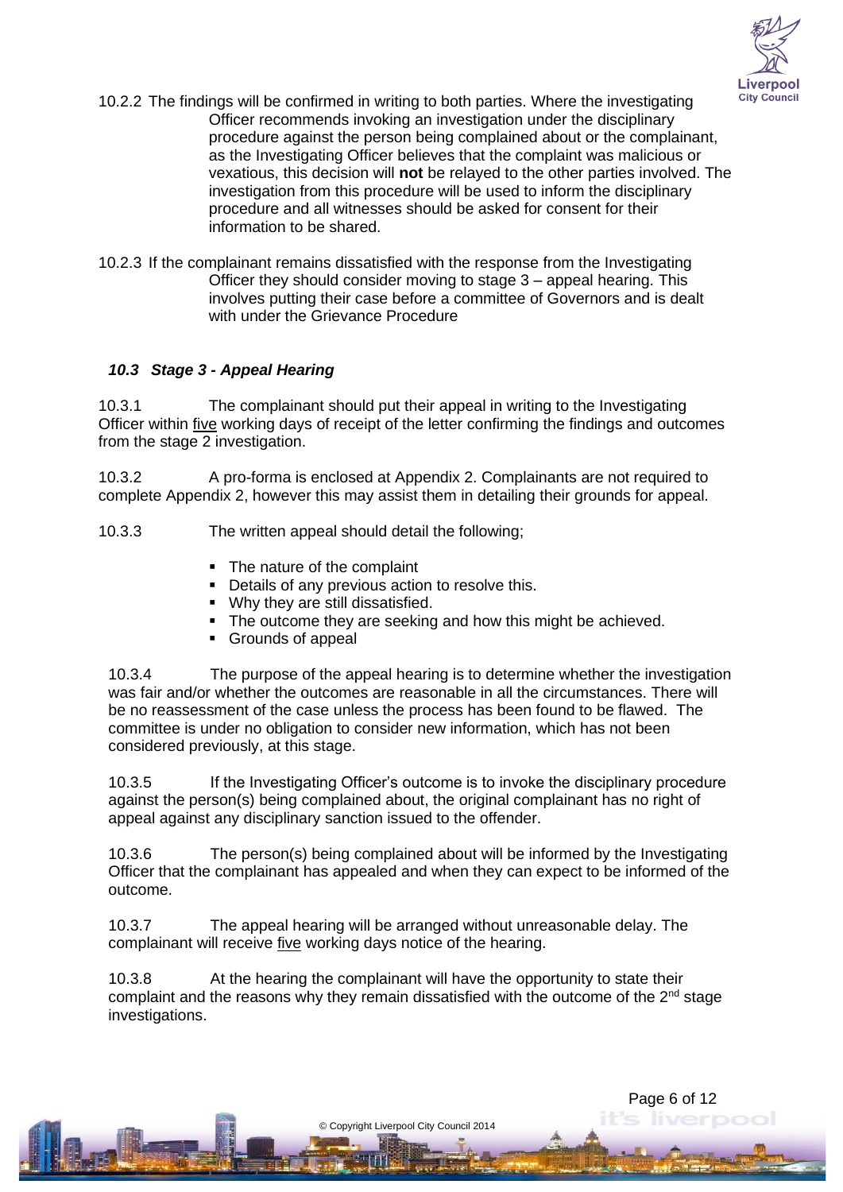10.2.2 The findings will be confirmed in writing to both parties. Where the investigating Officer recommends invoking an investigation under the disciplinary procedure against the person being complained about or the complainant, as the Investigating Officer believes that the complaint was malicious or vexatious, this decision will **not** be relayed to the other parties involved. The investigation from this procedure will be used to inform the disciplinary procedure and all witnesses should be asked for consent for their information to be shared.

10.2.3 If the complainant remains dissatisfied with the response from the Investigating Officer they should consider moving to stage 3 – appeal hearing. This involves putting their case before a committee of Governors and is dealt with under the Grievance Procedure

### *10.3 Stage 3 - Appeal Hearing*

10.3.1 The complainant should put their appeal in writing to the Investigating Officer within five working days of receipt of the letter confirming the findings and outcomes from the stage 2 investigation.

10.3.2 A pro-forma is enclosed at Appendix 2. Complainants are not required to complete Appendix 2, however this may assist them in detailing their grounds for appeal.

10.3.3 The written appeal should detail the following;

- The nature of the complaint
- Details of any previous action to resolve this.
- Why they are still dissatisfied.
- The outcome they are seeking and how this might be achieved.
- Grounds of appeal

10.3.4 The purpose of the appeal hearing is to determine whether the investigation was fair and/or whether the outcomes are reasonable in all the circumstances. There will be no reassessment of the case unless the process has been found to be flawed. The committee is under no obligation to consider new information, which has not been considered previously, at this stage.

10.3.5 If the Investigating Officer's outcome is to invoke the disciplinary procedure against the person(s) being complained about, the original complainant has no right of appeal against any disciplinary sanction issued to the offender.

10.3.6 The person(s) being complained about will be informed by the Investigating Officer that the complainant has appealed and when they can expect to be informed of the outcome.

10.3.7 The appeal hearing will be arranged without unreasonable delay. The complainant will receive five working days notice of the hearing.

10.3.8 At the hearing the complainant will have the opportunity to state their complaint and the reasons why they remain dissatisfied with the outcome of the 2nd stage investigations.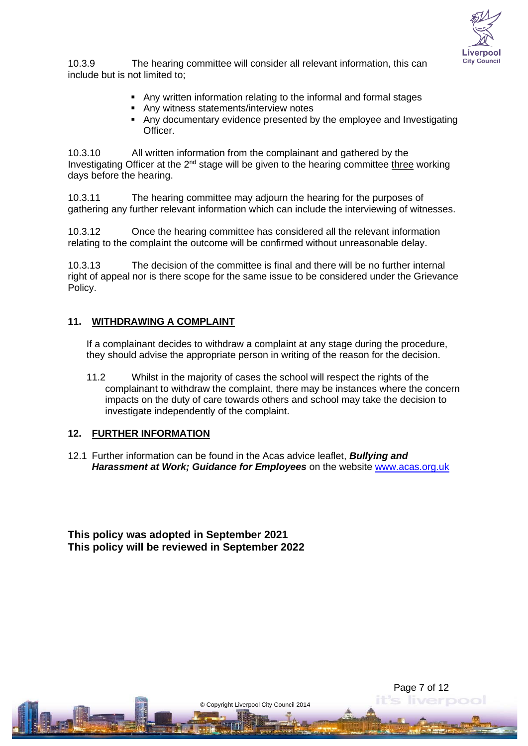10.3.9 The hearing committee will consider all relevant information, this can include but is not limited to;

- Any written information relating to the informal and formal stages
- Any witness statements/interview notes
- Any documentary evidence presented by the employee and Investigating Officer.

10.3.10 All written information from the complainant and gathered by the Investigating Officer at the 2nd stage will be given to the hearing committee <u>three</u> working days before the hearing.

10.3.11 The hearing committee may adjourn the hearing for the purposes of gathering any further relevant information which can include the interviewing of witnesses.

10.3.12 Once the hearing committee has considered all the relevant information relating to the complaint the outcome will be confirmed without unreasonable delay.

10.3.13 The decision of the committee is final and there will be no further internal right of appeal nor is there scope for the same issue to be considered under the Grievance Policy.

## 11. WITHDRAWING A COMPLAINT

If a complainant decides to withdraw a complaint at any stage during the procedure, they should advise the appropriate person in writing of the reason for the decision.

11.2 Whilst in the majority of cases the school will respect the rights of the complainant to withdraw the complaint, there may be instances where the concern impacts on the duty of care towards others and school may take the decision to investigate independently of the complaint.

## 12. FURTHER INFORMATION

12.1 Further information can be found in the Acas advice leaflet, ***Bullying and Harassment at Work; Guidance for Employees*** on the website [www.acas.org.uk](http://www.acas.org.uk)

**This policy was adopted in September 2021**
**This policy will be reviewed in September 2022**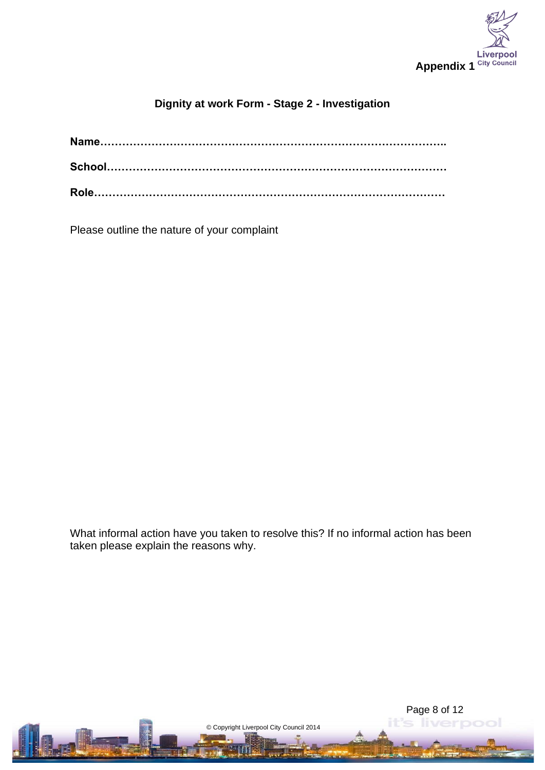**Appendix 1**

## Dignity at work Form - Stage 2 - Investigation

**Name……………………………………………………………………………………..**

**School………………………………………………………………………………….**

**Role……………………………………………………………………………………**

Please outline the nature of your complaint

What informal action have you taken to resolve this? If no informal action has been taken please explain the reasons why.

© Copyright Liverpool City Council 2014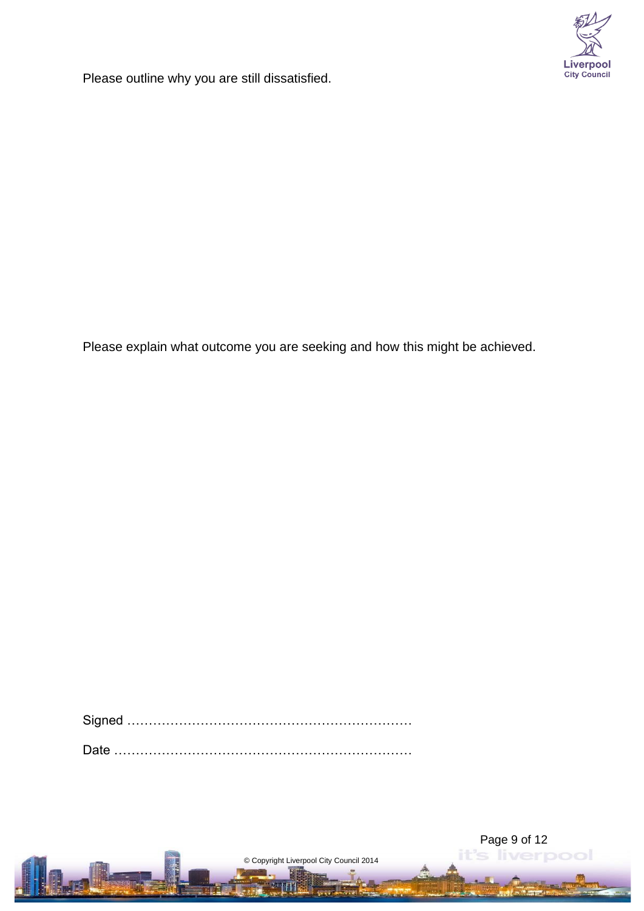Please outline why you are still dissatisfied.

Please explain what outcome you are seeking and how this might be achieved.

Signed …………………………………………………………

Date ……………………………………………………………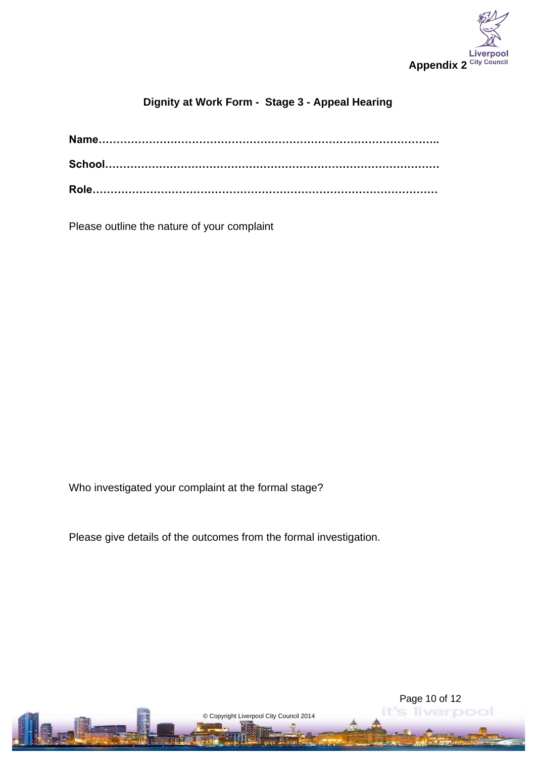Appendix 2

## Dignity at Work Form - Stage 3 - Appeal Hearing

**Name……………………………………………………………………………………..**

**School………………………………………………………………………………………**

**Role…………………………………………………………………………………………**

Please outline the nature of your complaint

Who investigated your complaint at the formal stage?

Please give details of the outcomes from the formal investigation.

© Copyright Liverpool City Council 2014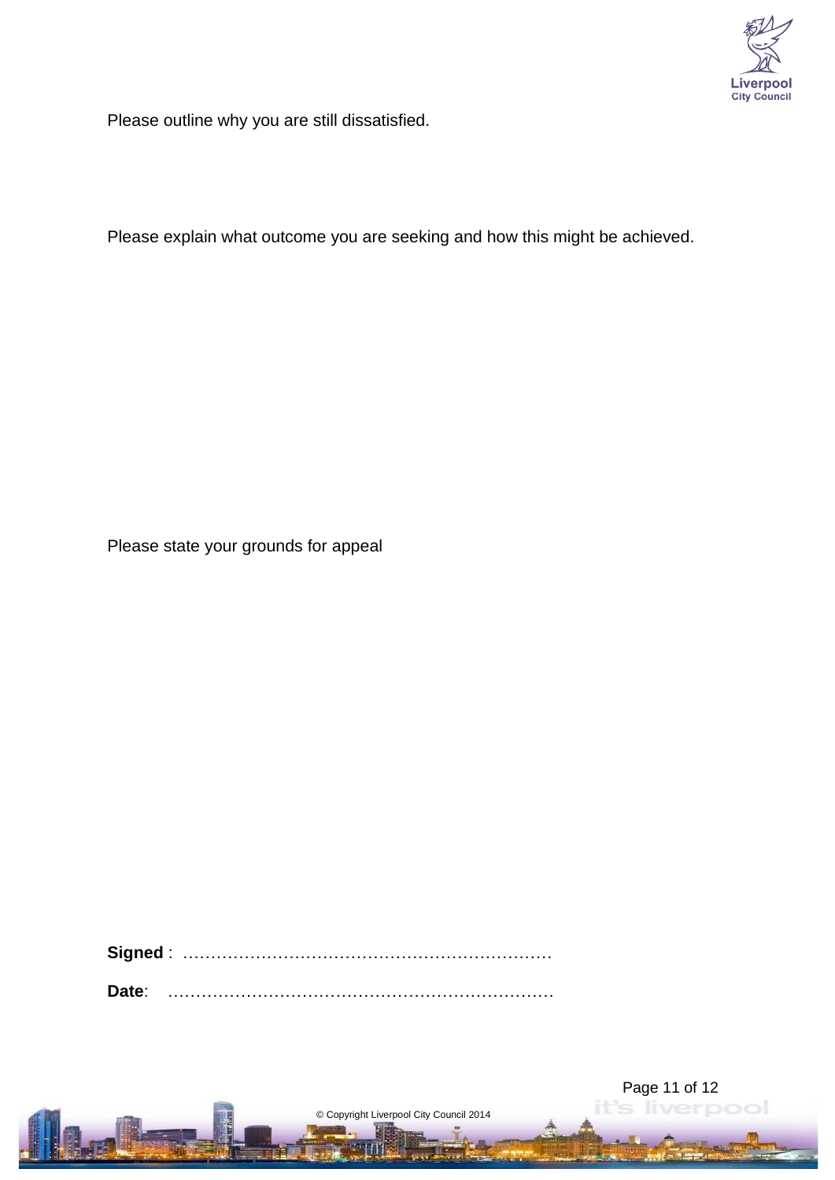Please outline why you are still dissatisfied.

Please explain what outcome you are seeking and how this might be achieved.

Please state your grounds for appeal

**Signed** : …………………………………………………………

**Date**: ……………………………………………………………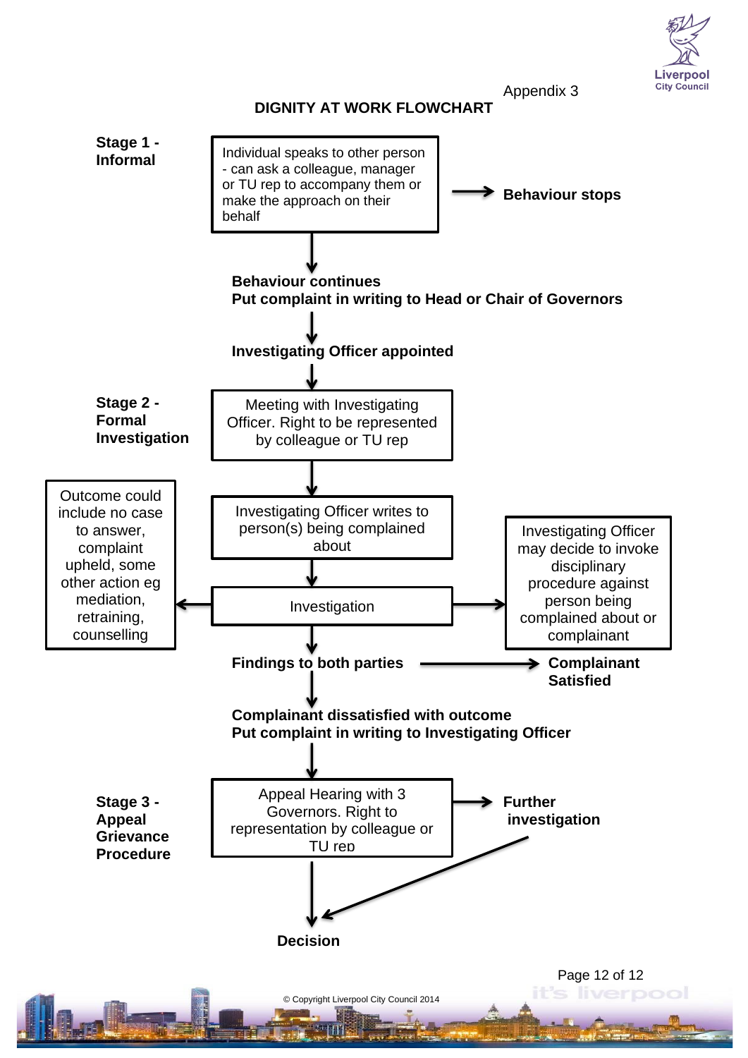Appendix 3

## DIGNITY AT WORK FLOWCHART

**Stage 1 - Informal**

Individual speaks to other person - can ask a colleague, manager or TU rep to accompany them or make the approach on their behalf

**Behaviour stops**

**Behaviour continues**
**Put complaint in writing to Head or Chair of Governors**

**Investigating Officer appointed**

**Stage 2 - Formal Investigation**

Meeting with Investigating Officer. Right to be represented by colleague or TU rep

Investigating Officer writes to person(s) being complained about

Investigation

Outcome could include no case to answer, complaint upheld, some other action eg mediation, retraining, counselling

Investigating Officer may decide to invoke disciplinary procedure against person being complained about or complainant

**Findings to both parties**

**Complainant Satisfied**

**Complainant dissatisfied with outcome**
**Put complaint in writing to Investigating Officer**

**Stage 3 - Appeal Grievance Procedure**

Appeal Hearing with 3 Governors. Right to representation by colleague or TU rep

**Further investigation**

**Decision**

© Copyright Liverpool City Council 2014